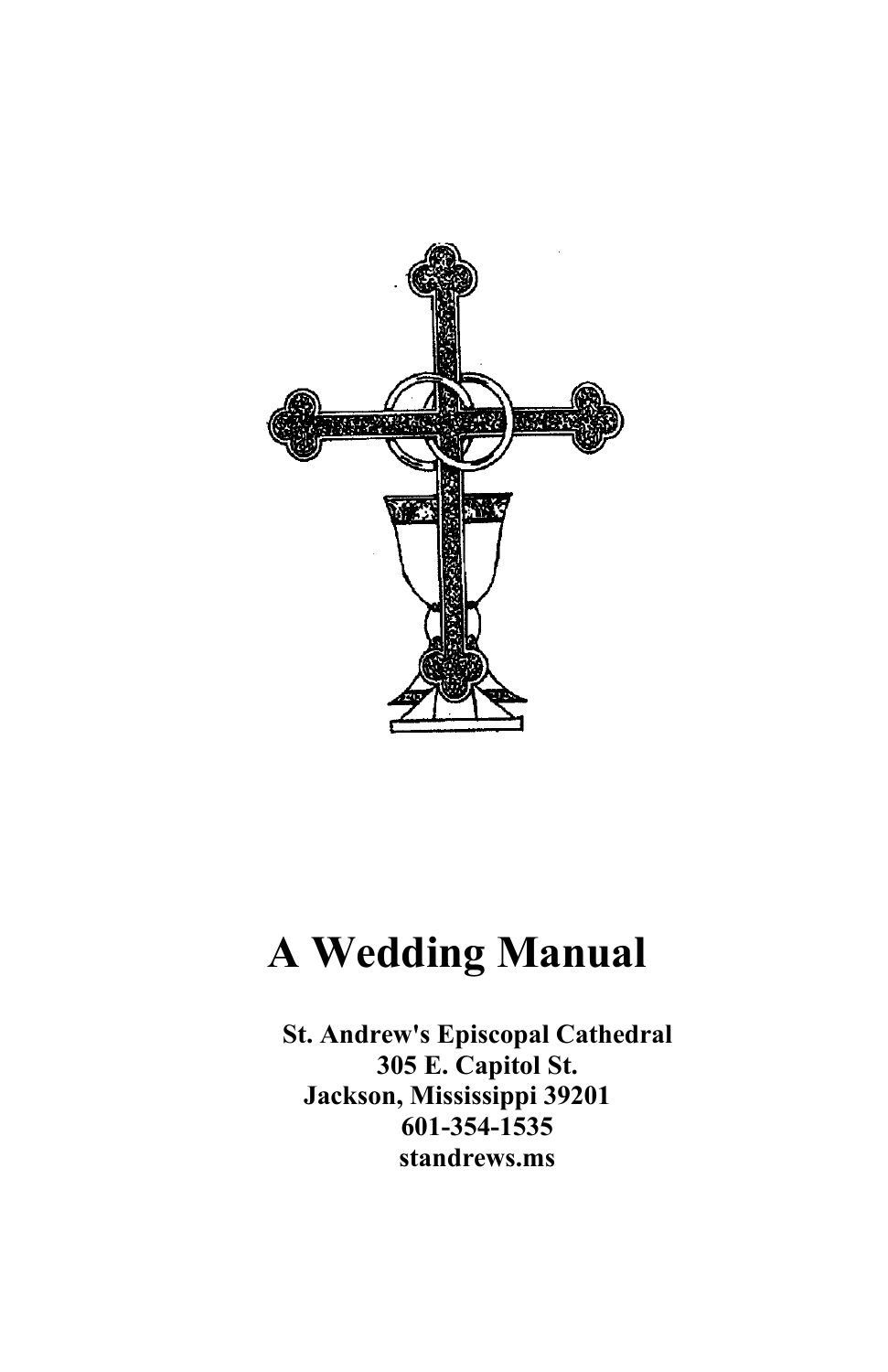# A Wedding Manual

**St. Andrew's Episcopal Cathedral**
**305 E. Capitol St.**
**Jackson, Mississippi 39201**
**601-354-1535**
**standrews.ms**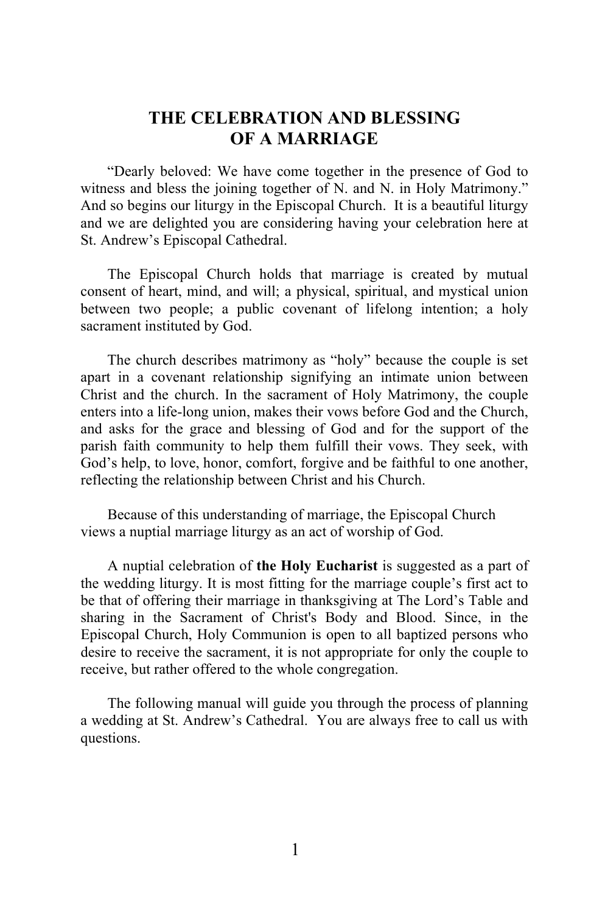# THE CELEBRATION AND BLESSING OF A MARRIAGE

"Dearly beloved: We have come together in the presence of God to witness and bless the joining together of N. and N. in Holy Matrimony." And so begins our liturgy in the Episcopal Church. It is a beautiful liturgy and we are delighted you are considering having your celebration here at St. Andrew's Episcopal Cathedral.

The Episcopal Church holds that marriage is created by mutual consent of heart, mind, and will; a physical, spiritual, and mystical union between two people; a public covenant of lifelong intention; a holy sacrament instituted by God.

The church describes matrimony as "holy" because the couple is set apart in a covenant relationship signifying an intimate union between Christ and the church. In the sacrament of Holy Matrimony, the couple enters into a life-long union, makes their vows before God and the Church, and asks for the grace and blessing of God and for the support of the parish faith community to help them fulfill their vows. They seek, with God's help, to love, honor, comfort, forgive and be faithful to one another, reflecting the relationship between Christ and his Church.

Because of this understanding of marriage, the Episcopal Church views a nuptial marriage liturgy as an act of worship of God.

A nuptial celebration of **the Holy Eucharist** is suggested as a part of the wedding liturgy. It is most fitting for the marriage couple's first act to be that of offering their marriage in thanksgiving at The Lord's Table and sharing in the Sacrament of Christ's Body and Blood. Since, in the Episcopal Church, Holy Communion is open to all baptized persons who desire to receive the sacrament, it is not appropriate for only the couple to receive, but rather offered to the whole congregation.

The following manual will guide you through the process of planning a wedding at St. Andrew's Cathedral. You are always free to call us with questions.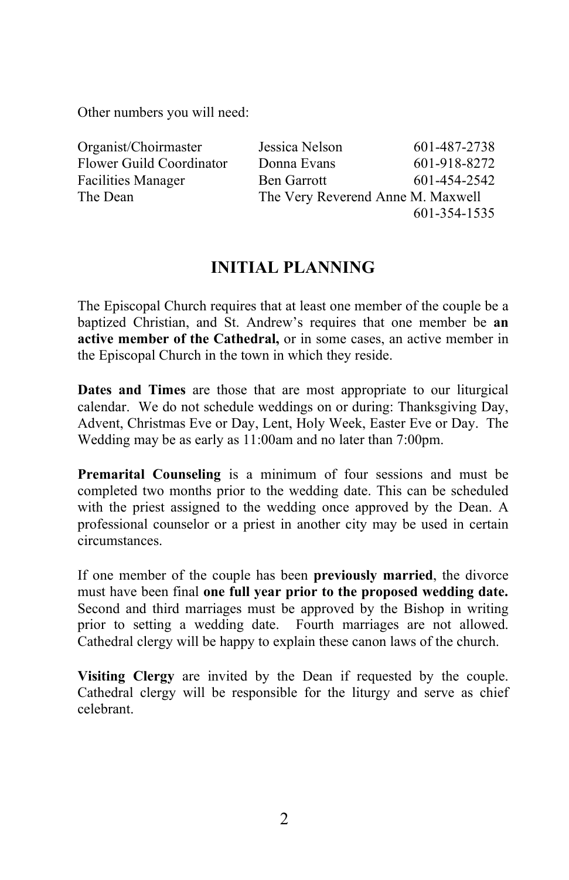Other numbers you will need:

| | | |
|---|---|---|
| Organist/Choirmaster | Jessica Nelson | 601-487-2738 |
| Flower Guild Coordinator | Donna Evans | 601-918-8272 |
| Facilities Manager | Ben Garrott | 601-454-2542 |
| The Dean | The Very Reverend Anne M. Maxwell | 601-354-1535 |

## INITIAL PLANNING

The Episcopal Church requires that at least one member of the couple be a baptized Christian, and St. Andrew's requires that one member be **an active member of the Cathedral,** or in some cases, an active member in the Episcopal Church in the town in which they reside.

**Dates and Times** are those that are most appropriate to our liturgical calendar. We do not schedule weddings on or during: Thanksgiving Day, Advent, Christmas Eve or Day, Lent, Holy Week, Easter Eve or Day. The Wedding may be as early as 11:00am and no later than 7:00pm.

**Premarital Counseling** is a minimum of four sessions and must be completed two months prior to the wedding date. This can be scheduled with the priest assigned to the wedding once approved by the Dean. A professional counselor or a priest in another city may be used in certain circumstances.

If one member of the couple has been **previously married**, the divorce must have been final **one full year prior to the proposed wedding date.** Second and third marriages must be approved by the Bishop in writing prior to setting a wedding date. Fourth marriages are not allowed. Cathedral clergy will be happy to explain these canon laws of the church.

**Visiting Clergy** are invited by the Dean if requested by the couple. Cathedral clergy will be responsible for the liturgy and serve as chief celebrant.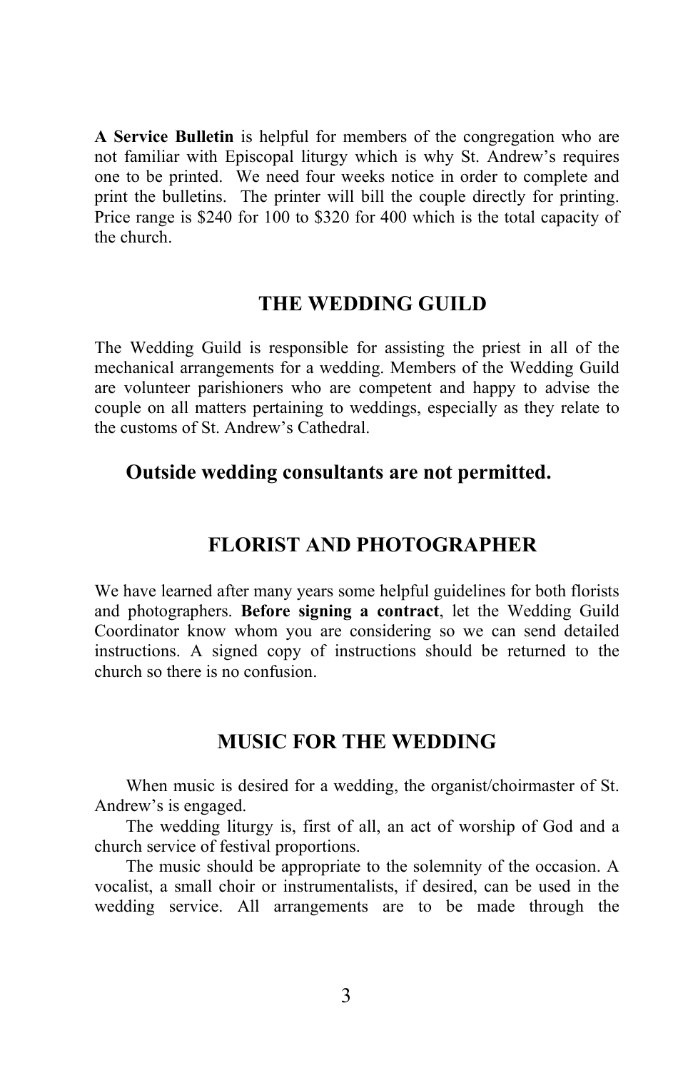**A Service Bulletin** is helpful for members of the congregation who are not familiar with Episcopal liturgy which is why St. Andrew's requires one to be printed. We need four weeks notice in order to complete and print the bulletins. The printer will bill the couple directly for printing. Price range is $240 for 100 to $320 for 400 which is the total capacity of the church.

## THE WEDDING GUILD

The Wedding Guild is responsible for assisting the priest in all of the mechanical arrangements for a wedding. Members of the Wedding Guild are volunteer parishioners who are competent and happy to advise the couple on all matters pertaining to weddings, especially as they relate to the customs of St. Andrew's Cathedral.

**Outside wedding consultants are not permitted.**

## FLORIST AND PHOTOGRAPHER

We have learned after many years some helpful guidelines for both florists and photographers. **Before signing a contract**, let the Wedding Guild Coordinator know whom you are considering so we can send detailed instructions. A signed copy of instructions should be returned to the church so there is no confusion.

## MUSIC FOR THE WEDDING

When music is desired for a wedding, the organist/choirmaster of St. Andrew's is engaged.

The wedding liturgy is, first of all, an act of worship of God and a church service of festival proportions.

The music should be appropriate to the solemnity of the occasion. A vocalist, a small choir or instrumentalists, if desired, can be used in the wedding service. All arrangements are to be made through the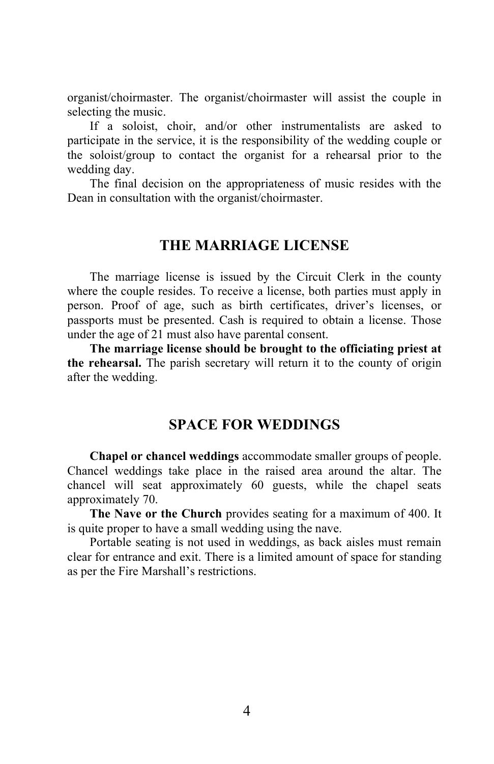organist/choirmaster. The organist/choirmaster will assist the couple in selecting the music.

If a soloist, choir, and/or other instrumentalists are asked to participate in the service, it is the responsibility of the wedding couple or the soloist/group to contact the organist for a rehearsal prior to the wedding day.

The final decision on the appropriateness of music resides with the Dean in consultation with the organist/choirmaster.

## THE MARRIAGE LICENSE

The marriage license is issued by the Circuit Clerk in the county where the couple resides. To receive a license, both parties must apply in person. Proof of age, such as birth certificates, driver's licenses, or passports must be presented. Cash is required to obtain a license. Those under the age of 21 must also have parental consent.

**The marriage license should be brought to the officiating priest at the rehearsal.** The parish secretary will return it to the county of origin after the wedding.

## SPACE FOR WEDDINGS

**Chapel or chancel weddings** accommodate smaller groups of people. Chancel weddings take place in the raised area around the altar. The chancel will seat approximately 60 guests, while the chapel seats approximately 70.

**The Nave or the Church** provides seating for a maximum of 400. It is quite proper to have a small wedding using the nave.

Portable seating is not used in weddings, as back aisles must remain clear for entrance and exit. There is a limited amount of space for standing as per the Fire Marshall's restrictions.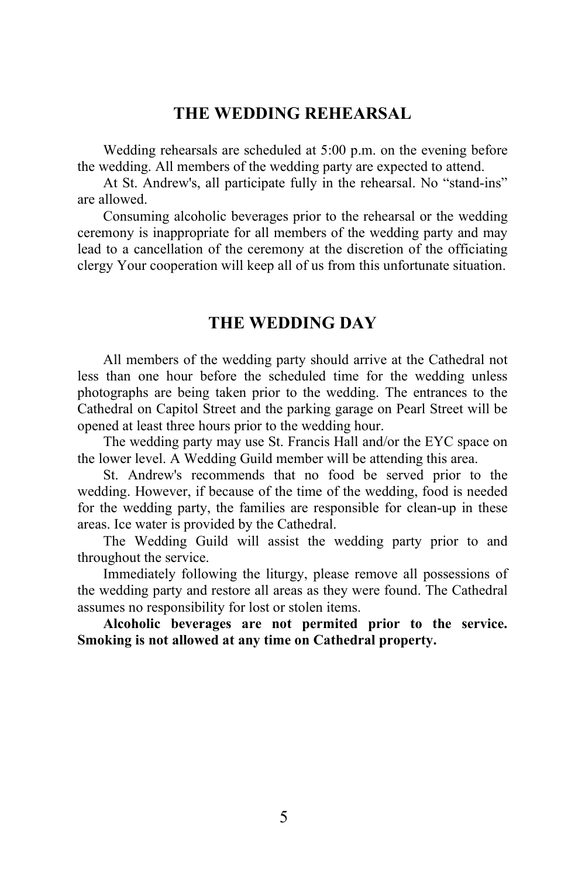## THE WEDDING REHEARSAL

Wedding rehearsals are scheduled at 5:00 p.m. on the evening before the wedding. All members of the wedding party are expected to attend.

At St. Andrew's, all participate fully in the rehearsal. No "stand-ins" are allowed.

Consuming alcoholic beverages prior to the rehearsal or the wedding ceremony is inappropriate for all members of the wedding party and may lead to a cancellation of the ceremony at the discretion of the officiating clergy Your cooperation will keep all of us from this unfortunate situation.

## THE WEDDING DAY

All members of the wedding party should arrive at the Cathedral not less than one hour before the scheduled time for the wedding unless photographs are being taken prior to the wedding. The entrances to the Cathedral on Capitol Street and the parking garage on Pearl Street will be opened at least three hours prior to the wedding hour.

The wedding party may use St. Francis Hall and/or the EYC space on the lower level. A Wedding Guild member will be attending this area.

St. Andrew's recommends that no food be served prior to the wedding. However, if because of the time of the wedding, food is needed for the wedding party, the families are responsible for clean-up in these areas. Ice water is provided by the Cathedral.

The Wedding Guild will assist the wedding party prior to and throughout the service.

Immediately following the liturgy, please remove all possessions of the wedding party and restore all areas as they were found. The Cathedral assumes no responsibility for lost or stolen items.

**Alcoholic beverages are not permited prior to the service. Smoking is not allowed at any time on Cathedral property.**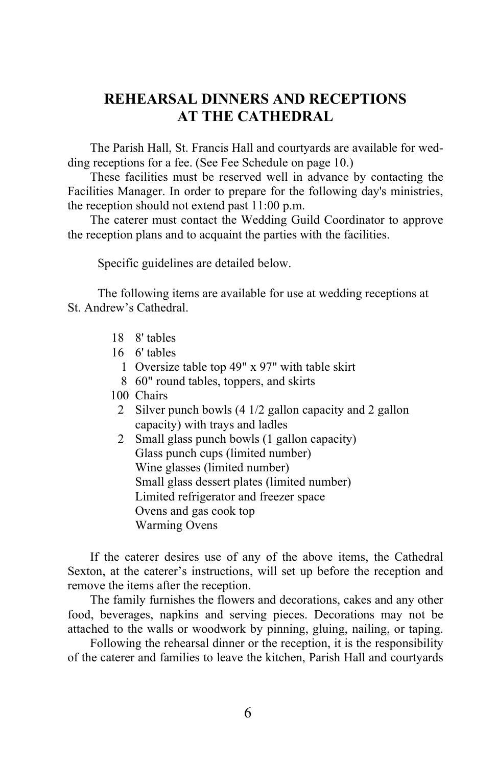# REHEARSAL DINNERS AND RECEPTIONS AT THE CATHEDRAL

The Parish Hall, St. Francis Hall and courtyards are available for wedding receptions for a fee. (See Fee Schedule on page 10.)

These facilities must be reserved well in advance by contacting the Facilities Manager. In order to prepare for the following day's ministries, the reception should not extend past 11:00 p.m.

The caterer must contact the Wedding Guild Coordinator to approve the reception plans and to acquaint the parties with the facilities.

Specific guidelines are detailed below.

The following items are available for use at wedding receptions at St. Andrew's Cathedral.

- 18 8' tables
- 16 6' tables
- 1 Oversize table top 49" x 97" with table skirt
- 8 60" round tables, toppers, and skirts
- 100 Chairs
- 2 Silver punch bowls (4 1/2 gallon capacity and 2 gallon capacity) with trays and ladles
- 2 Small glass punch bowls (1 gallon capacity)
- Glass punch cups (limited number)
- Wine glasses (limited number)
- Small glass dessert plates (limited number)
- Limited refrigerator and freezer space
- Ovens and gas cook top
- Warming Ovens

If the caterer desires use of any of the above items, the Cathedral Sexton, at the caterer's instructions, will set up before the reception and remove the items after the reception.

The family furnishes the flowers and decorations, cakes and any other food, beverages, napkins and serving pieces. Decorations may not be attached to the walls or woodwork by pinning, gluing, nailing, or taping.

Following the rehearsal dinner or the reception, it is the responsibility of the caterer and families to leave the kitchen, Parish Hall and courtyards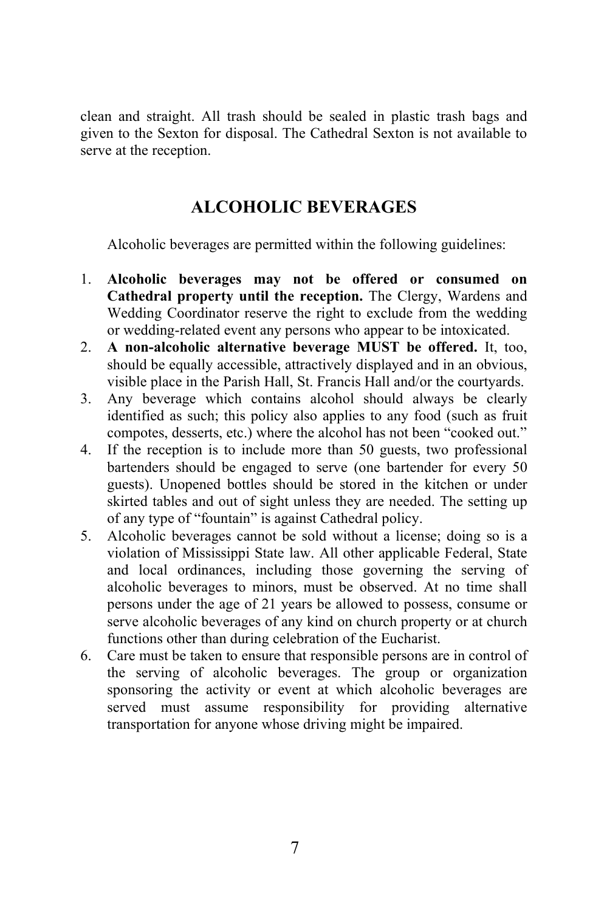clean and straight. All trash should be sealed in plastic trash bags and given to the Sexton for disposal. The Cathedral Sexton is not available to serve at the reception.

## ALCOHOLIC BEVERAGES

Alcoholic beverages are permitted within the following guidelines:

1. **Alcoholic beverages may not be offered or consumed on Cathedral property until the reception.** The Clergy, Wardens and Wedding Coordinator reserve the right to exclude from the wedding or wedding-related event any persons who appear to be intoxicated.
2. **A non-alcoholic alternative beverage MUST be offered.** It, too, should be equally accessible, attractively displayed and in an obvious, visible place in the Parish Hall, St. Francis Hall and/or the courtyards.
3. Any beverage which contains alcohol should always be clearly identified as such; this policy also applies to any food (such as fruit compotes, desserts, etc.) where the alcohol has not been "cooked out."
4. If the reception is to include more than 50 guests, two professional bartenders should be engaged to serve (one bartender for every 50 guests). Unopened bottles should be stored in the kitchen or under skirted tables and out of sight unless they are needed. The setting up of any type of "fountain" is against Cathedral policy.
5. Alcoholic beverages cannot be sold without a license; doing so is a violation of Mississippi State law. All other applicable Federal, State and local ordinances, including those governing the serving of alcoholic beverages to minors, must be observed. At no time shall persons under the age of 21 years be allowed to possess, consume or serve alcoholic beverages of any kind on church property or at church functions other than during celebration of the Eucharist.
6. Care must be taken to ensure that responsible persons are in control of the serving of alcoholic beverages. The group or organization sponsoring the activity or event at which alcoholic beverages are served must assume responsibility for providing alternative transportation for anyone whose driving might be impaired.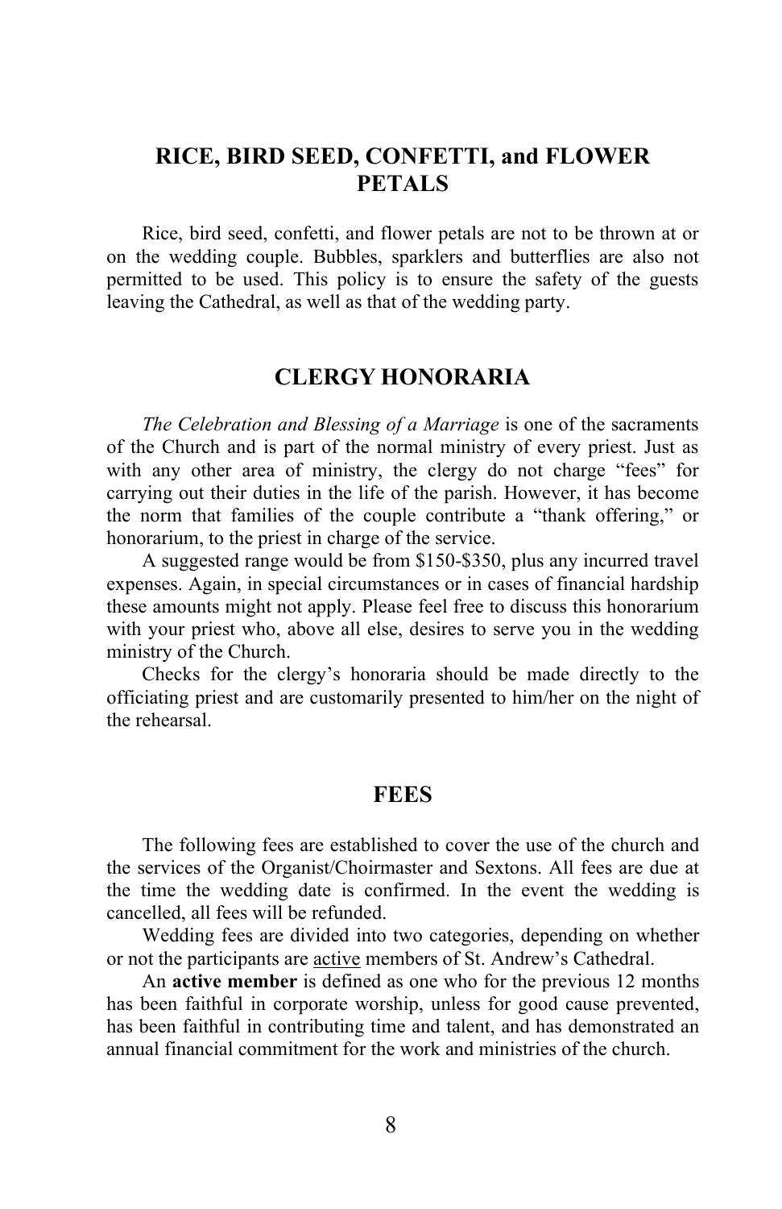## RICE, BIRD SEED, CONFETTI, and FLOWER PETALS

Rice, bird seed, confetti, and flower petals are not to be thrown at or on the wedding couple. Bubbles, sparklers and butterflies are also not permitted to be used. This policy is to ensure the safety of the guests leaving the Cathedral, as well as that of the wedding party.

## CLERGY HONORARIA

*The Celebration and Blessing of a Marriage* is one of the sacraments of the Church and is part of the normal ministry of every priest. Just as with any other area of ministry, the clergy do not charge "fees" for carrying out their duties in the life of the parish. However, it has become the norm that families of the couple contribute a "thank offering," or honorarium, to the priest in charge of the service.

A suggested range would be from $150-$350, plus any incurred travel expenses. Again, in special circumstances or in cases of financial hardship these amounts might not apply. Please feel free to discuss this honorarium with your priest who, above all else, desires to serve you in the wedding ministry of the Church.

Checks for the clergy's honoraria should be made directly to the officiating priest and are customarily presented to him/her on the night of the rehearsal.

## FEES

The following fees are established to cover the use of the church and the services of the Organist/Choirmaster and Sextons. All fees are due at the time the wedding date is confirmed. In the event the wedding is cancelled, all fees will be refunded.

Wedding fees are divided into two categories, depending on whether or not the participants are <u>active</u> members of St. Andrew's Cathedral.

An **active member** is defined as one who for the previous 12 months has been faithful in corporate worship, unless for good cause prevented, has been faithful in contributing time and talent, and has demonstrated an annual financial commitment for the work and ministries of the church.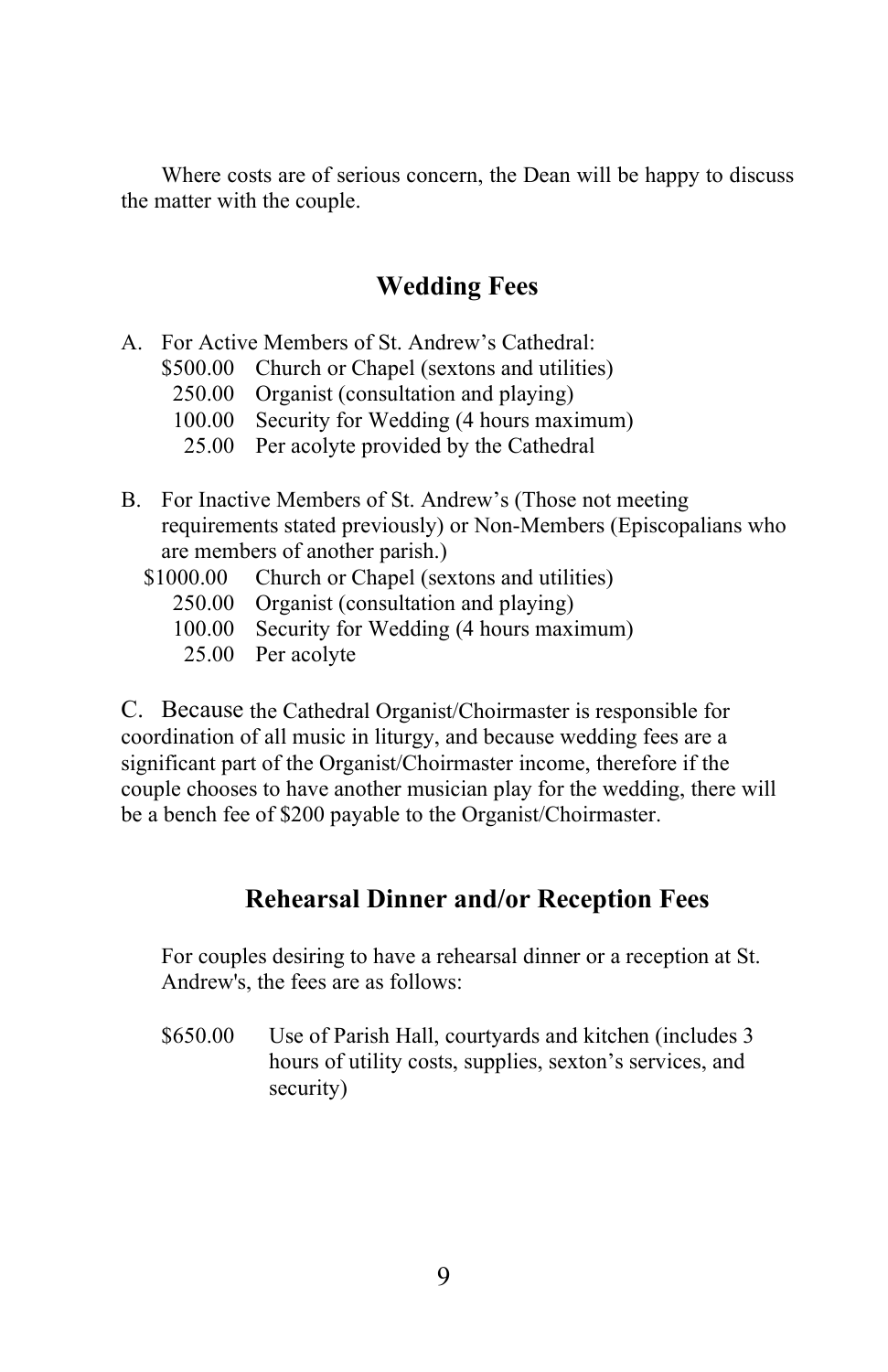Where costs are of serious concern, the Dean will be happy to discuss the matter with the couple.

## Wedding Fees

A. For Active Members of St. Andrew's Cathedral:

| | |
|---|---|
| $500.00 | Church or Chapel (sextons and utilities) |
| 250.00 | Organist (consultation and playing) |
| 100.00 | Security for Wedding (4 hours maximum) |
| 25.00 | Per acolyte provided by the Cathedral |

B. For Inactive Members of St. Andrew's (Those not meeting requirements stated previously) or Non-Members (Episcopalians who are members of another parish.)

| | |
|---|---|
| $1000.00 | Church or Chapel (sextons and utilities) |
| 250.00 | Organist (consultation and playing) |
| 100.00 | Security for Wedding (4 hours maximum) |
| 25.00 | Per acolyte |

C. Because the Cathedral Organist/Choirmaster is responsible for coordination of all music in liturgy, and because wedding fees are a significant part of the Organist/Choirmaster income, therefore if the couple chooses to have another musician play for the wedding, there will be a bench fee of $200 payable to the Organist/Choirmaster.

## Rehearsal Dinner and/or Reception Fees

For couples desiring to have a rehearsal dinner or a reception at St. Andrew's, the fees are as follows:

| | |
|---|---|
| $650.00 | Use of Parish Hall, courtyards and kitchen (includes 3 hours of utility costs, supplies, sexton's services, and security) |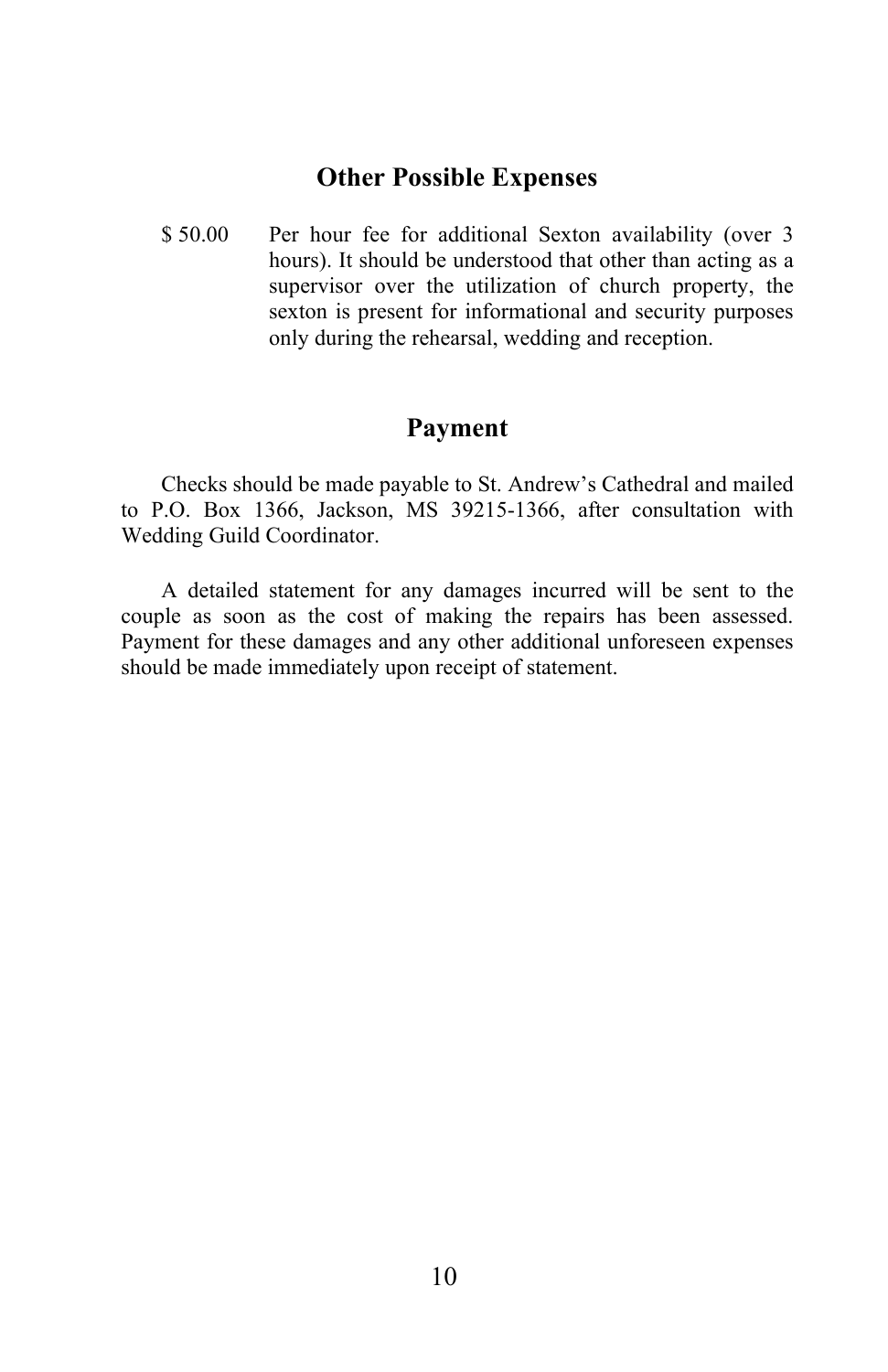## Other Possible Expenses

| | |
|---|---|
| $ 50.00 | Per hour fee for additional Sexton availability (over 3 hours). It should be understood that other than acting as a supervisor over the utilization of church property, the sexton is present for informational and security purposes only during the rehearsal, wedding and reception. |

## Payment

Checks should be made payable to St. Andrew's Cathedral and mailed to P.O. Box 1366, Jackson, MS 39215-1366, after consultation with Wedding Guild Coordinator.

A detailed statement for any damages incurred will be sent to the couple as soon as the cost of making the repairs has been assessed. Payment for these damages and any other additional unforeseen expenses should be made immediately upon receipt of statement.